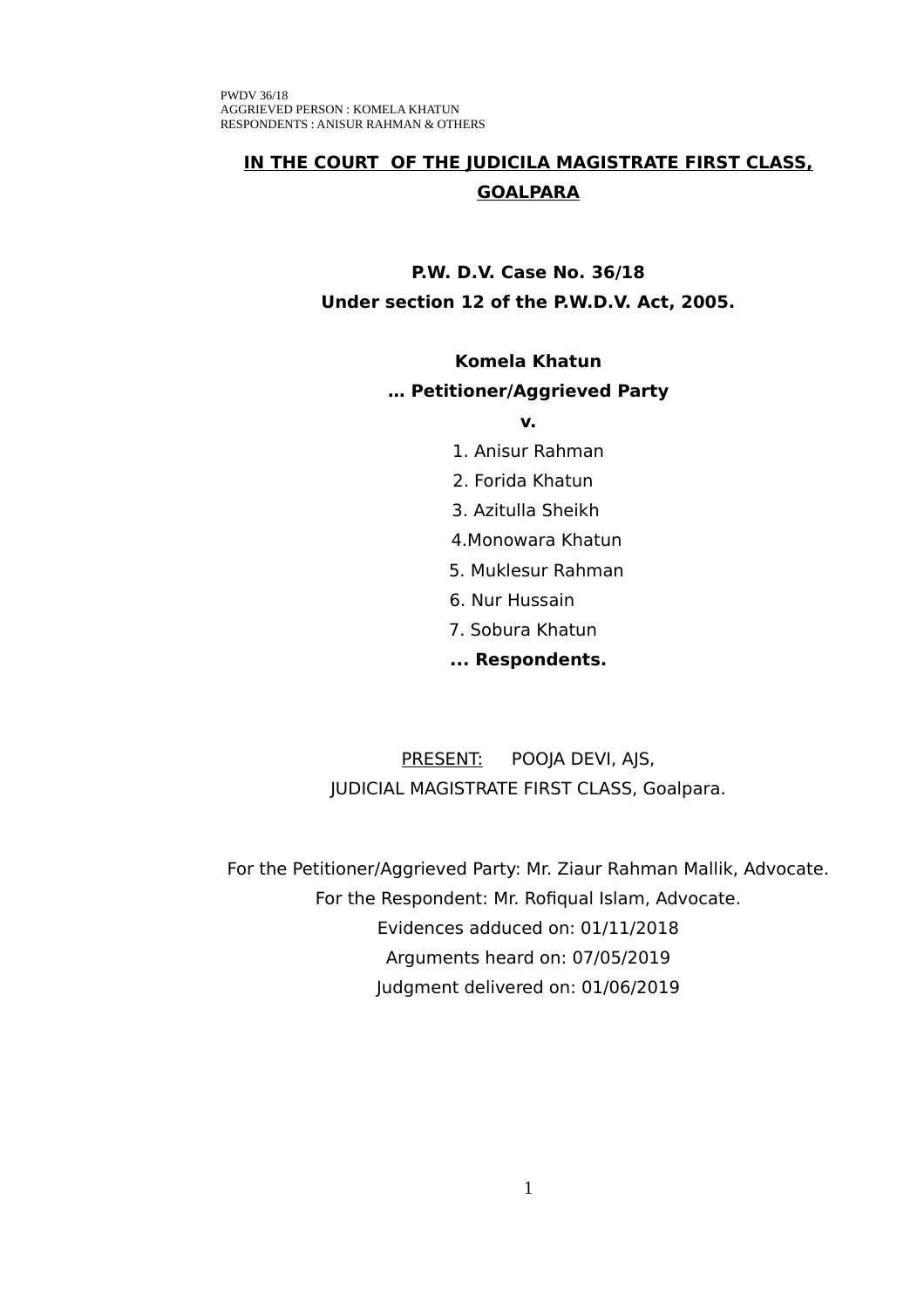PWDV 36/18
AGGRIEVED PERSON : KOMELA KHATUN
RESPONDENTS : ANISUR RAHMAN & OTHERS

## IN THE COURT OF THE JUDICILA MAGISTRATE FIRST CLASS, GOALPARA

**P.W. D.V. Case No. 36/18**
**Under section 12 of the P.W.D.V. Act, 2005.**

**Komela Khatun**
**… Petitioner/Aggrieved Party**

**v.**

1. Anisur Rahman
2. Forida Khatun
3. Azitulla Sheikh
4. Monowara Khatun
5. Muklesur Rahman
6. Nur Hussain
7. Sobura Khatun

**... Respondents.**

PRESENT: POOJA DEVI, AJS,
JUDICIAL MAGISTRATE FIRST CLASS, Goalpara.

For the Petitioner/Aggrieved Party: Mr. Ziaur Rahman Mallik, Advocate.
For the Respondent: Mr. Rofiqual Islam, Advocate.
Evidences adduced on: 01/11/2018
Arguments heard on: 07/05/2019
Judgment delivered on: 01/06/2019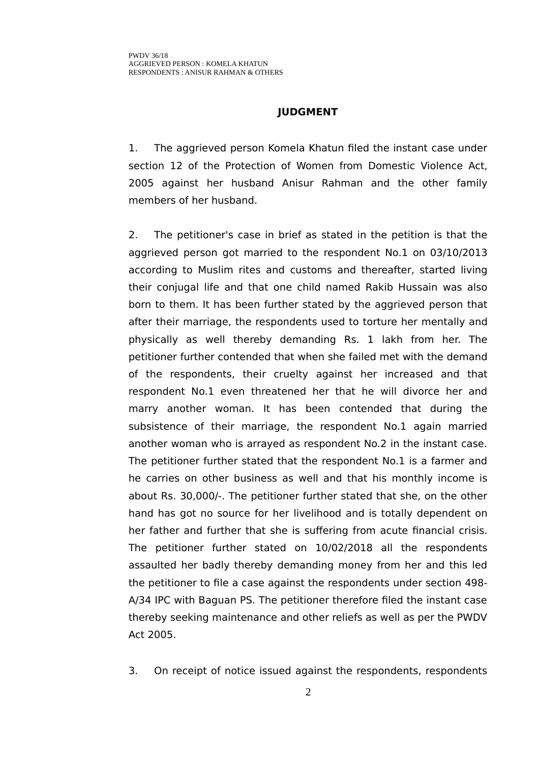## JUDGMENT

1. The aggrieved person Komela Khatun filed the instant case under section 12 of the Protection of Women from Domestic Violence Act, 2005 against her husband Anisur Rahman and the other family members of her husband.

2. The petitioner's case in brief as stated in the petition is that the aggrieved person got married to the respondent No.1 on 03/10/2013 according to Muslim rites and customs and thereafter, started living their conjugal life and that one child named Rakib Hussain was also born to them. It has been further stated by the aggrieved person that after their marriage, the respondents used to torture her mentally and physically as well thereby demanding Rs. 1 lakh from her. The petitioner further contended that when she failed met with the demand of the respondents, their cruelty against her increased and that respondent No.1 even threatened her that he will divorce her and marry another woman. It has been contended that during the subsistence of their marriage, the respondent No.1 again married another woman who is arrayed as respondent No.2 in the instant case. The petitioner further stated that the respondent No.1 is a farmer and he carries on other business as well and that his monthly income is about Rs. 30,000/-. The petitioner further stated that she, on the other hand has got no source for her livelihood and is totally dependent on her father and further that she is suffering from acute financial crisis. The petitioner further stated on 10/02/2018 all the respondents assaulted her badly thereby demanding money from her and this led the petitioner to file a case against the respondents under section 498-A/34 IPC with Baguan PS. The petitioner therefore filed the instant case thereby seeking maintenance and other reliefs as well as per the PWDV Act 2005.

3. On receipt of notice issued against the respondents, respondents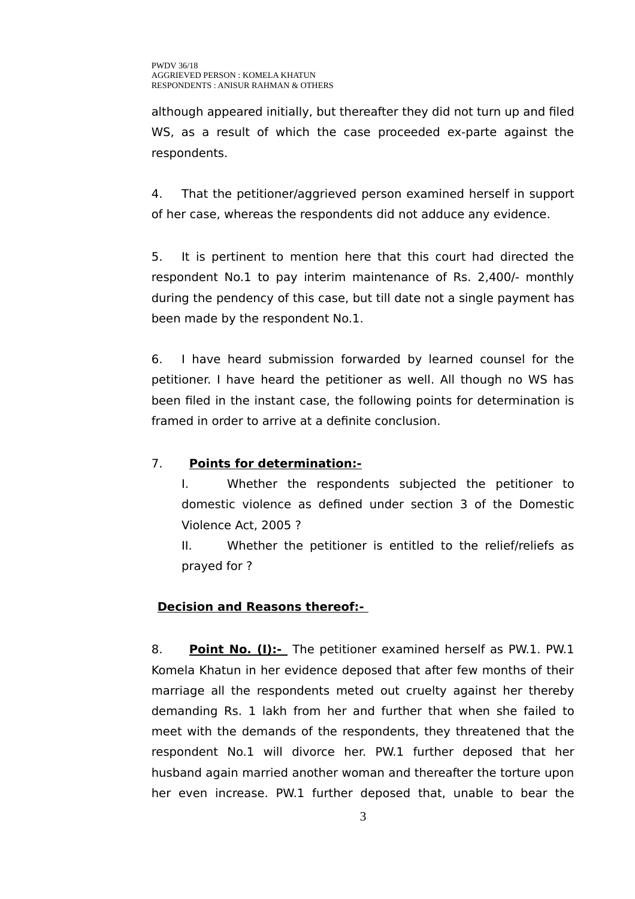although appeared initially, but thereafter they did not turn up and filed WS, as a result of which the case proceeded ex-parte against the respondents.

4. That the petitioner/aggrieved person examined herself in support of her case, whereas the respondents did not adduce any evidence.

5. It is pertinent to mention here that this court had directed the respondent No.1 to pay interim maintenance of Rs. 2,400/- monthly during the pendency of this case, but till date not a single payment has been made by the respondent No.1.

6. I have heard submission forwarded by learned counsel for the petitioner. I have heard the petitioner as well. All though no WS has been filed in the instant case, the following points for determination is framed in order to arrive at a definite conclusion.

7. **Points for determination:-**

I. Whether the respondents subjected the petitioner to domestic violence as defined under section 3 of the Domestic Violence Act, 2005 ?

II. Whether the petitioner is entitled to the relief/reliefs as prayed for ?

**Decision and Reasons thereof:-**

8. **Point No. (I):-** The petitioner examined herself as PW.1. PW.1 Komela Khatun in her evidence deposed that after few months of their marriage all the respondents meted out cruelty against her thereby demanding Rs. 1 lakh from her and further that when she failed to meet with the demands of the respondents, they threatened that the respondent No.1 will divorce her. PW.1 further deposed that her husband again married another woman and thereafter the torture upon her even increase. PW.1 further deposed that, unable to bear the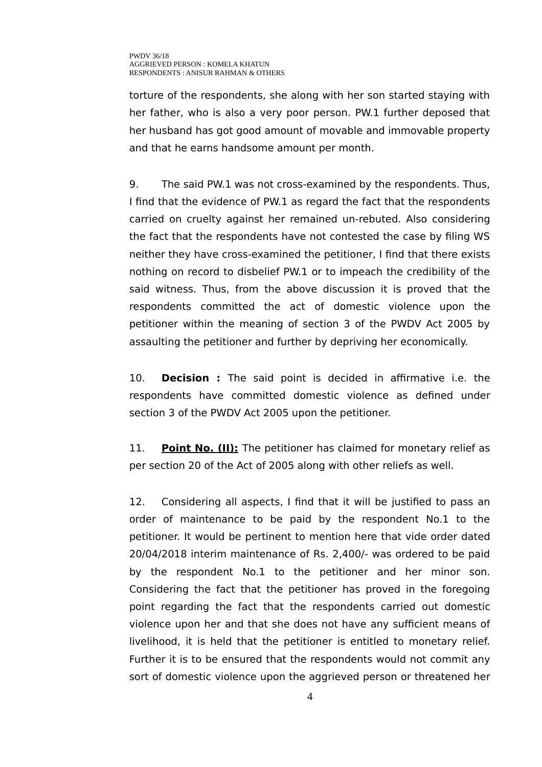torture of the respondents, she along with her son started staying with her father, who is also a very poor person. PW.1 further deposed that her husband has got good amount of movable and immovable property and that he earns handsome amount per month.

9. The said PW.1 was not cross-examined by the respondents. Thus, I find that the evidence of PW.1 as regard the fact that the respondents carried on cruelty against her remained un-rebuted. Also considering the fact that the respondents have not contested the case by filing WS neither they have cross-examined the petitioner, I find that there exists nothing on record to disbelief PW.1 or to impeach the credibility of the said witness. Thus, from the above discussion it is proved that the respondents committed the act of domestic violence upon the petitioner within the meaning of section 3 of the PWDV Act 2005 by assaulting the petitioner and further by depriving her economically.

10. **Decision :** The said point is decided in affirmative i.e. the respondents have committed domestic violence as defined under section 3 of the PWDV Act 2005 upon the petitioner.

11. **Point No. (II):** The petitioner has claimed for monetary relief as per section 20 of the Act of 2005 along with other reliefs as well.

12. Considering all aspects, I find that it will be justified to pass an order of maintenance to be paid by the respondent No.1 to the petitioner. It would be pertinent to mention here that vide order dated 20/04/2018 interim maintenance of Rs. 2,400/- was ordered to be paid by the respondent No.1 to the petitioner and her minor son. Considering the fact that the petitioner has proved in the foregoing point regarding the fact that the respondents carried out domestic violence upon her and that she does not have any sufficient means of livelihood, it is held that the petitioner is entitled to monetary relief. Further it is to be ensured that the respondents would not commit any sort of domestic violence upon the aggrieved person or threatened her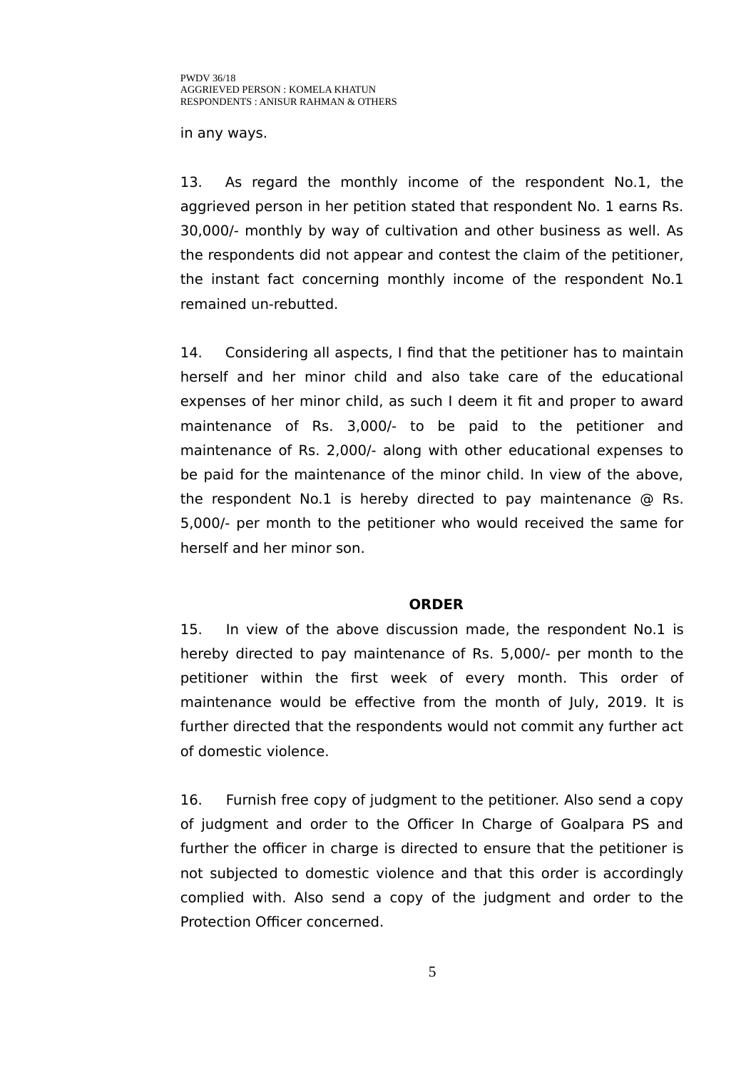in any ways.

13. As regard the monthly income of the respondent No.1, the aggrieved person in her petition stated that respondent No. 1 earns Rs. 30,000/- monthly by way of cultivation and other business as well. As the respondents did not appear and contest the claim of the petitioner, the instant fact concerning monthly income of the respondent No.1 remained un-rebutted.

14. Considering all aspects, I find that the petitioner has to maintain herself and her minor child and also take care of the educational expenses of her minor child, as such I deem it fit and proper to award maintenance of Rs. 3,000/- to be paid to the petitioner and maintenance of Rs. 2,000/- along with other educational expenses to be paid for the maintenance of the minor child. In view of the above, the respondent No.1 is hereby directed to pay maintenance @ Rs. 5,000/- per month to the petitioner who would received the same for herself and her minor son.

**ORDER**

15. In view of the above discussion made, the respondent No.1 is hereby directed to pay maintenance of Rs. 5,000/- per month to the petitioner within the first week of every month. This order of maintenance would be effective from the month of July, 2019. It is further directed that the respondents would not commit any further act of domestic violence.

16. Furnish free copy of judgment to the petitioner. Also send a copy of judgment and order to the Officer In Charge of Goalpara PS and further the officer in charge is directed to ensure that the petitioner is not subjected to domestic violence and that this order is accordingly complied with. Also send a copy of the judgment and order to the Protection Officer concerned.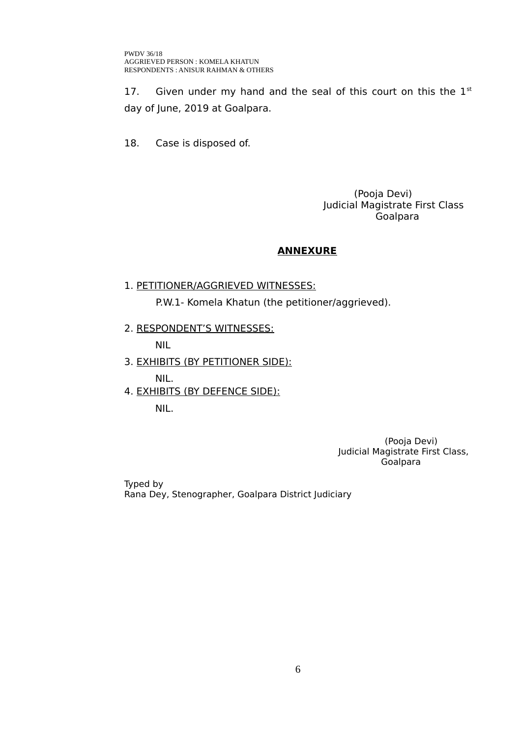17. Given under my hand and the seal of this court on this the 1st day of June, 2019 at Goalpara.

18. Case is disposed of.

(Pooja Devi)
Judicial Magistrate First Class
Goalpara

## ANNEXURE

1. PETITIONER/AGGRIEVED WITNESSES:

   P.W.1- Komela Khatun (the petitioner/aggrieved).

2. RESPONDENT'S WITNESSES:

   NIL

3. EXHIBITS (BY PETITIONER SIDE):

   NIL.

4. EXHIBITS (BY DEFENCE SIDE):

   NIL.

(Pooja Devi)
Judicial Magistrate First Class,
Goalpara

Typed by
Rana Dey, Stenographer, Goalpara District Judiciary